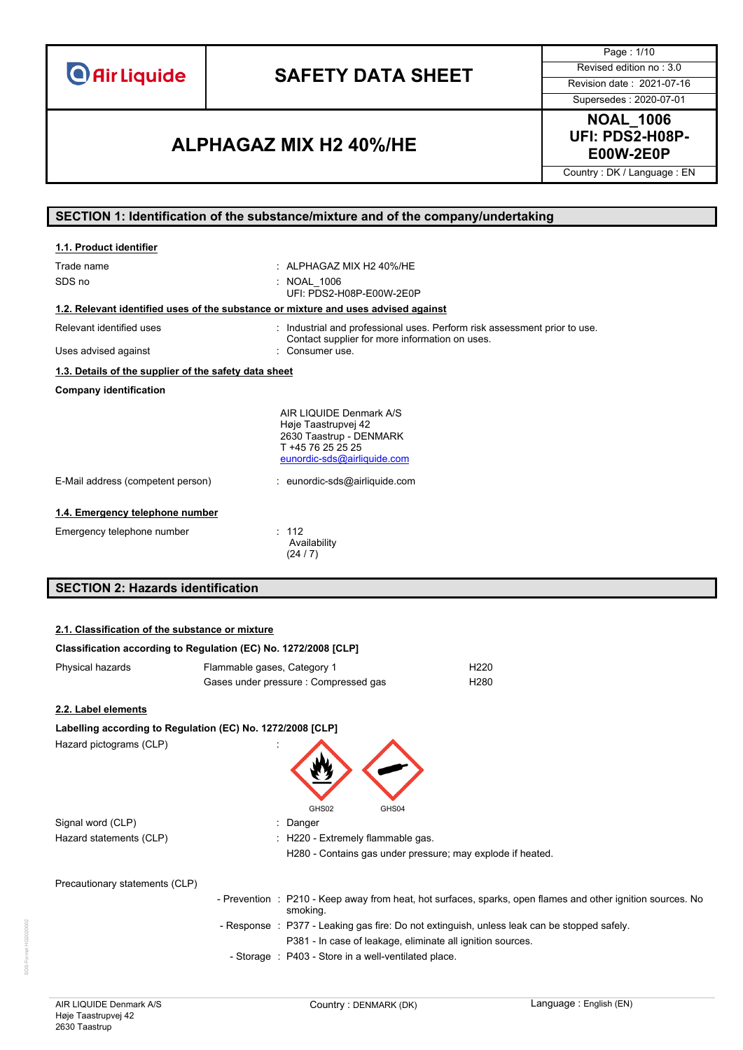| | SAFETY DATA SHEET | Page : 1/10 |
|---|---|---|
| | | Revised edition no : 3.0 |
| | | Revision date : 2021-07-16 |
| | | Supersedes : 2020-07-01 |
| **ALPHAGAZ MIX H2 40%/HE** | | **NOAL_1006 UFI: PDS2-H08P-E00W-2E0P** |
| | | Country : DK / Language : EN |

## SECTION 1: Identification of the substance/mixture and of the company/undertaking

### 1.1. Product identifier

Trade name : ALPHAGAZ MIX H2 40%/HE

SDS no : NOAL_1006
UFI: PDS2-H08P-E00W-2E0P

### 1.2. Relevant identified uses of the substance or mixture and uses advised against

Relevant identified uses : Industrial and professional uses. Perform risk assessment prior to use. Contact supplier for more information on uses.

Uses advised against : Consumer use.

### 1.3. Details of the supplier of the safety data sheet

**Company identification**

AIR LIQUIDE Denmark A/S
Høje Taastrupvej 42
2630 Taastrup - DENMARK
T +45 76 25 25 25
eunordic-sds@airliquide.com

E-Mail address (competent person) : eunordic-sds@airliquide.com

### 1.4. Emergency telephone number

Emergency telephone number : 112
Availability
(24 / 7)

## SECTION 2: Hazards identification

### 2.1. Classification of the substance or mixture

**Classification according to Regulation (EC) No. 1272/2008 [CLP]**

| Physical hazards | Flammable gases, Category 1 | H220 |
|---|---|---|
| | Gases under pressure : Compressed gas | H280 |

### 2.2. Label elements

**Labelling according to Regulation (EC) No. 1272/2008 [CLP]**

Hazard pictograms (CLP) :

GHS02 GHS04

Signal word (CLP) : Danger

Hazard statements (CLP) : H220 - Extremely flammable gas.
H280 - Contains gas under pressure; may explode if heated.

Precautionary statements (CLP)

- Prevention : P210 - Keep away from heat, hot surfaces, sparks, open flames and other ignition sources. No smoking.
- Response : P377 - Leaking gas fire: Do not extinguish, unless leak can be stopped safely.
  P381 - In case of leakage, eliminate all ignition sources.
- Storage : P403 - Store in a well-ventilated place.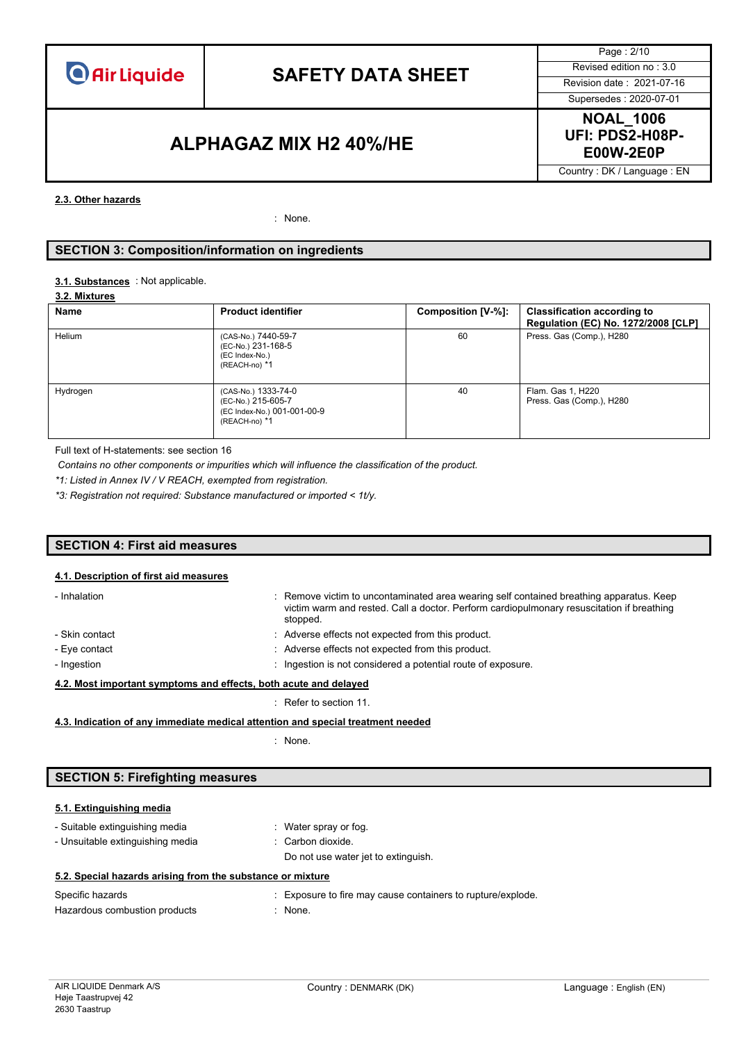#### 2.3. Other hazards

: None.

## SECTION 3: Composition/information on ingredients

**3.1. Substances** : Not applicable.

**3.2. Mixtures**

| Name | Product identifier | Composition [V-%]: | Classification according to Regulation (EC) No. 1272/2008 [CLP] |
|---|---|---|---|
| Helium | (CAS-No.) 7440-59-7<br>(EC-No.) 231-168-5<br>(EC Index-No.)<br>(REACH-no) *1 | 60 | Press. Gas (Comp.), H280 |
| Hydrogen | (CAS-No.) 1333-74-0<br>(EC-No.) 215-605-7<br>(EC Index-No.) 001-001-00-9<br>(REACH-no) *1 | 40 | Flam. Gas 1, H220<br>Press. Gas (Comp.), H280 |

Full text of H-statements: see section 16

*Contains no other components or impurities which will influence the classification of the product.*

*\*1: Listed in Annex IV / V REACH, exempted from registration.*

*\*3: Registration not required: Substance manufactured or imported < 1t/y.*

## SECTION 4: First aid measures

#### 4.1. Description of first aid measures

- Inhalation : Remove victim to uncontaminated area wearing self contained breathing apparatus. Keep victim warm and rested. Call a doctor. Perform cardiopulmonary resuscitation if breathing stopped.
- Skin contact : Adverse effects not expected from this product.
- Eye contact : Adverse effects not expected from this product.
- Ingestion : Ingestion is not considered a potential route of exposure.

#### 4.2. Most important symptoms and effects, both acute and delayed

: Refer to section 11.

#### 4.3. Indication of any immediate medical attention and special treatment needed

: None.

## SECTION 5: Firefighting measures

#### 5.1. Extinguishing media

- Suitable extinguishing media : Water spray or fog.
- Unsuitable extinguishing media : Carbon dioxide.
  Do not use water jet to extinguish.

#### 5.2. Special hazards arising from the substance or mixture

Specific hazards : Exposure to fire may cause containers to rupture/explode.

Hazardous combustion products : None.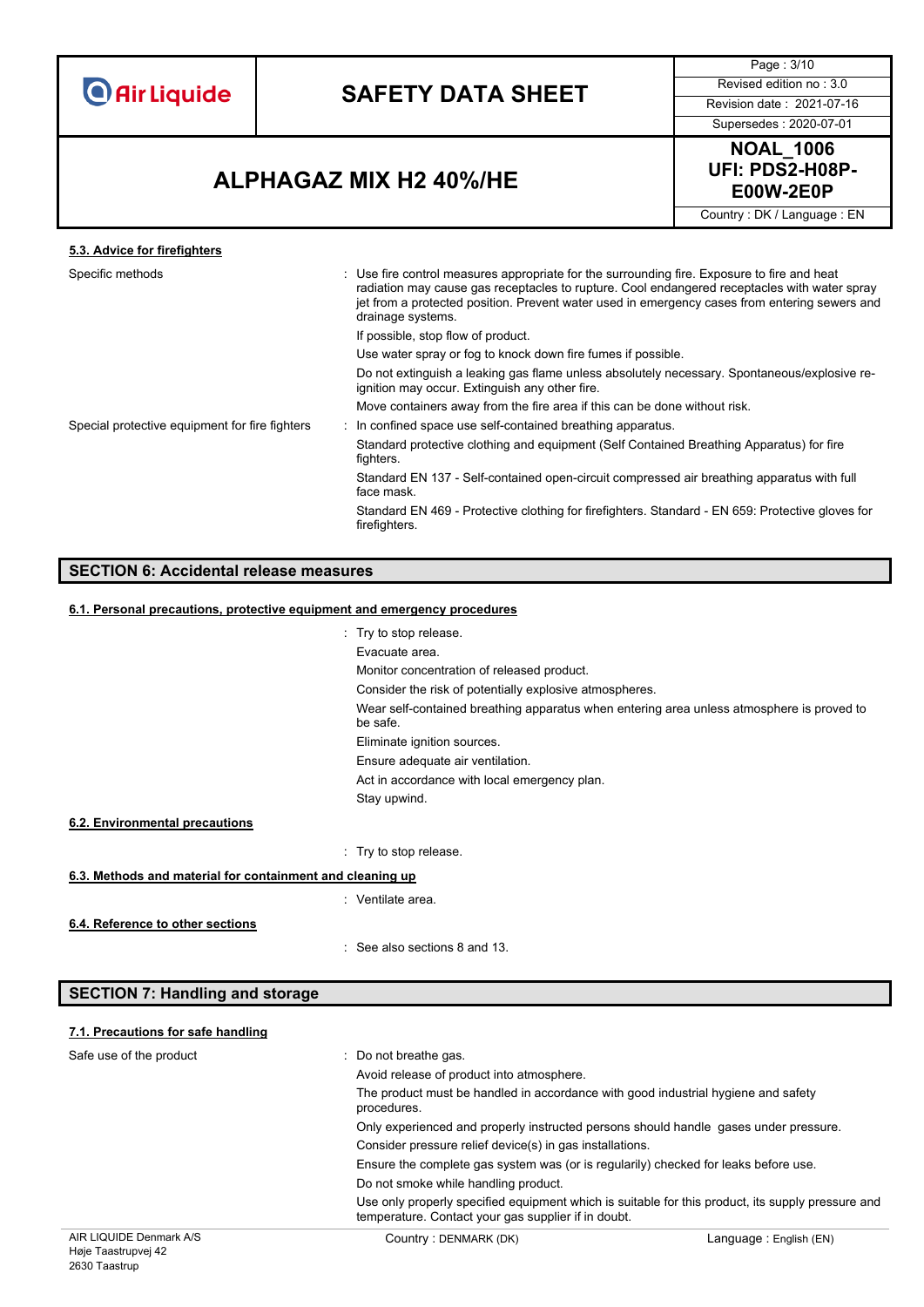#### 5.3. Advice for firefighters

| | |
|---|---|
| Specific methods | : Use fire control measures appropriate for the surrounding fire. Exposure to fire and heat radiation may cause gas receptacles to rupture. Cool endangered receptacles with water spray jet from a protected position. Prevent water used in emergency cases from entering sewers and drainage systems. |
| | If possible, stop flow of product. |
| | Use water spray or fog to knock down fire fumes if possible. |
| | Do not extinguish a leaking gas flame unless absolutely necessary. Spontaneous/explosive re-ignition may occur. Extinguish any other fire. |
| | Move containers away from the fire area if this can be done without risk. |
| Special protective equipment for fire fighters | : In confined space use self-contained breathing apparatus. |
| | Standard protective clothing and equipment (Self Contained Breathing Apparatus) for fire fighters. |
| | Standard EN 137 - Self-contained open-circuit compressed air breathing apparatus with full face mask. |
| | Standard EN 469 - Protective clothing for firefighters. Standard - EN 659: Protective gloves for firefighters. |

## SECTION 6: Accidental release measures

#### 6.1. Personal precautions, protective equipment and emergency procedures

: Try to stop release.
Evacuate area.
Monitor concentration of released product.
Consider the risk of potentially explosive atmospheres.
Wear self-contained breathing apparatus when entering area unless atmosphere is proved to be safe.
Eliminate ignition sources.
Ensure adequate air ventilation.
Act in accordance with local emergency plan.
Stay upwind.

#### 6.2. Environmental precautions

: Try to stop release.

#### 6.3. Methods and material for containment and cleaning up

: Ventilate area.

#### 6.4. Reference to other sections

: See also sections 8 and 13.

## SECTION 7: Handling and storage

#### 7.1. Precautions for safe handling

| | |
|---|---|
| Safe use of the product | : Do not breathe gas. |
| | Avoid release of product into atmosphere. |
| | The product must be handled in accordance with good industrial hygiene and safety procedures. |
| | Only experienced and properly instructed persons should handle gases under pressure. |
| | Consider pressure relief device(s) in gas installations. |
| | Ensure the complete gas system was (or is regularily) checked for leaks before use. |
| | Do not smoke while handling product. |
| | Use only properly specified equipment which is suitable for this product, its supply pressure and temperature. Contact your gas supplier if in doubt. |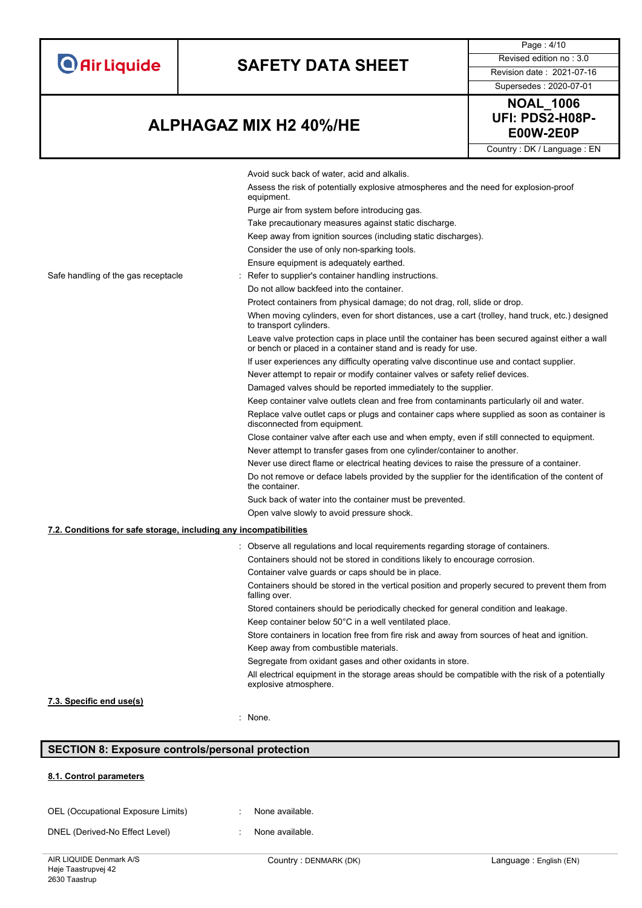Avoid suck back of water, acid and alkalis.

Assess the risk of potentially explosive atmospheres and the need for explosion-proof equipment.

Purge air from system before introducing gas.

Take precautionary measures against static discharge.

Keep away from ignition sources (including static discharges).

Consider the use of only non-sparking tools.

Ensure equipment is adequately earthed.

Safe handling of the gas receptacle : Refer to supplier's container handling instructions.

Do not allow backfeed into the container.

Protect containers from physical damage; do not drag, roll, slide or drop.

When moving cylinders, even for short distances, use a cart (trolley, hand truck, etc.) designed to transport cylinders.

Leave valve protection caps in place until the container has been secured against either a wall or bench or placed in a container stand and is ready for use.

If user experiences any difficulty operating valve discontinue use and contact supplier.

Never attempt to repair or modify container valves or safety relief devices.

Damaged valves should be reported immediately to the supplier.

Keep container valve outlets clean and free from contaminants particularly oil and water.

Replace valve outlet caps or plugs and container caps where supplied as soon as container is disconnected from equipment.

Close container valve after each use and when empty, even if still connected to equipment.

Never attempt to transfer gases from one cylinder/container to another.

Never use direct flame or electrical heating devices to raise the pressure of a container.

Do not remove or deface labels provided by the supplier for the identification of the content of the container.

Suck back of water into the container must be prevented.

Open valve slowly to avoid pressure shock.

### 7.2. Conditions for safe storage, including any incompatibilities

: Observe all regulations and local requirements regarding storage of containers.

Containers should not be stored in conditions likely to encourage corrosion.

Container valve guards or caps should be in place.

Containers should be stored in the vertical position and properly secured to prevent them from falling over.

Stored containers should be periodically checked for general condition and leakage.

Keep container below 50°C in a well ventilated place.

Store containers in location free from fire risk and away from sources of heat and ignition.

Keep away from combustible materials.

Segregate from oxidant gases and other oxidants in store.

All electrical equipment in the storage areas should be compatible with the risk of a potentially explosive atmosphere.

### 7.3. Specific end use(s)

: None.

## SECTION 8: Exposure controls/personal protection

### 8.1. Control parameters

OEL (Occupational Exposure Limits) : None available.

DNEL (Derived-No Effect Level) : None available.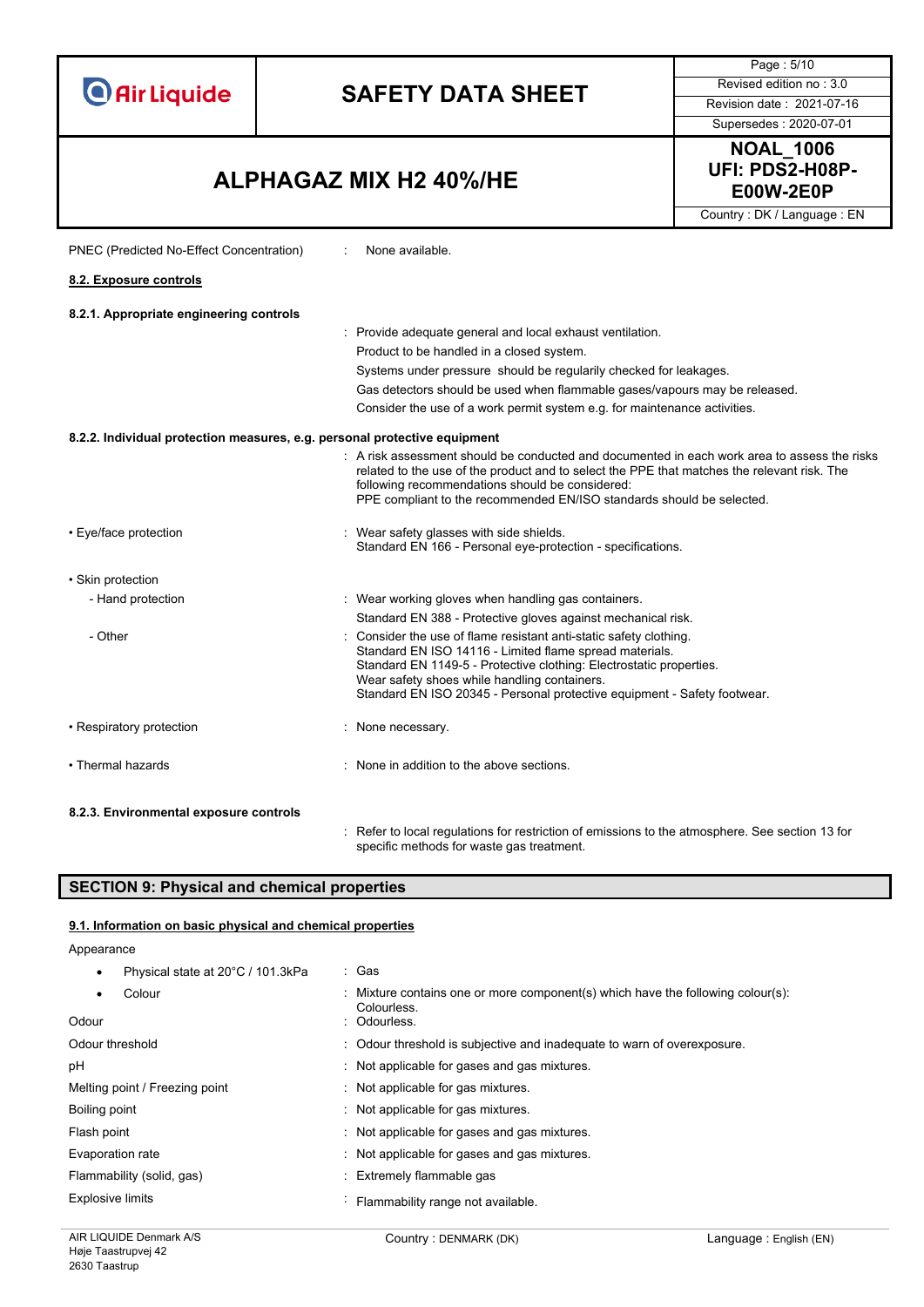PNEC (Predicted No-Effect Concentration) : None available.

### 8.2. Exposure controls

#### 8.2.1. Appropriate engineering controls

: Provide adequate general and local exhaust ventilation.
Product to be handled in a closed system.
Systems under pressure should be regularly checked for leakages.
Gas detectors should be used when flammable gases/vapours may be released.
Consider the use of a work permit system e.g. for maintenance activities.

#### 8.2.2. Individual protection measures, e.g. personal protective equipment

: A risk assessment should be conducted and documented in each work area to assess the risks related to the use of the product and to select the PPE that matches the relevant risk. The following recommendations should be considered:
PPE compliant to the recommended EN/ISO standards should be selected.

- Eye/face protection : Wear safety glasses with side shields.
Standard EN 166 - Personal eye-protection - specifications.

- Skin protection
  - Hand protection : Wear working gloves when handling gas containers.
  Standard EN 388 - Protective gloves against mechanical risk.
  - Other : Consider the use of flame resistant anti-static safety clothing.
  Standard EN ISO 14116 - Limited flame spread materials.
  Standard EN 1149-5 - Protective clothing: Electrostatic properties.
  Wear safety shoes while handling containers.
  Standard EN ISO 20345 - Personal protective equipment - Safety footwear.

- Respiratory protection : None necessary.

- Thermal hazards : None in addition to the above sections.

#### 8.2.3. Environmental exposure controls

: Refer to local regulations for restriction of emissions to the atmosphere. See section 13 for specific methods for waste gas treatment.

## SECTION 9: Physical and chemical properties

### 9.1. Information on basic physical and chemical properties

Appearance

- Physical state at 20°C / 101.3kPa : Gas
- Colour : Mixture contains one or more component(s) which have the following colour(s): Colourless.

Odour : Odourless.

Odour threshold : Odour threshold is subjective and inadequate to warn of overexposure.

pH : Not applicable for gases and gas mixtures.

Melting point / Freezing point : Not applicable for gas mixtures.

Boiling point : Not applicable for gas mixtures.

Flash point : Not applicable for gases and gas mixtures.

Evaporation rate : Not applicable for gases and gas mixtures.

Flammability (solid, gas) : Extremely flammable gas

Explosive limits : Flammability range not available.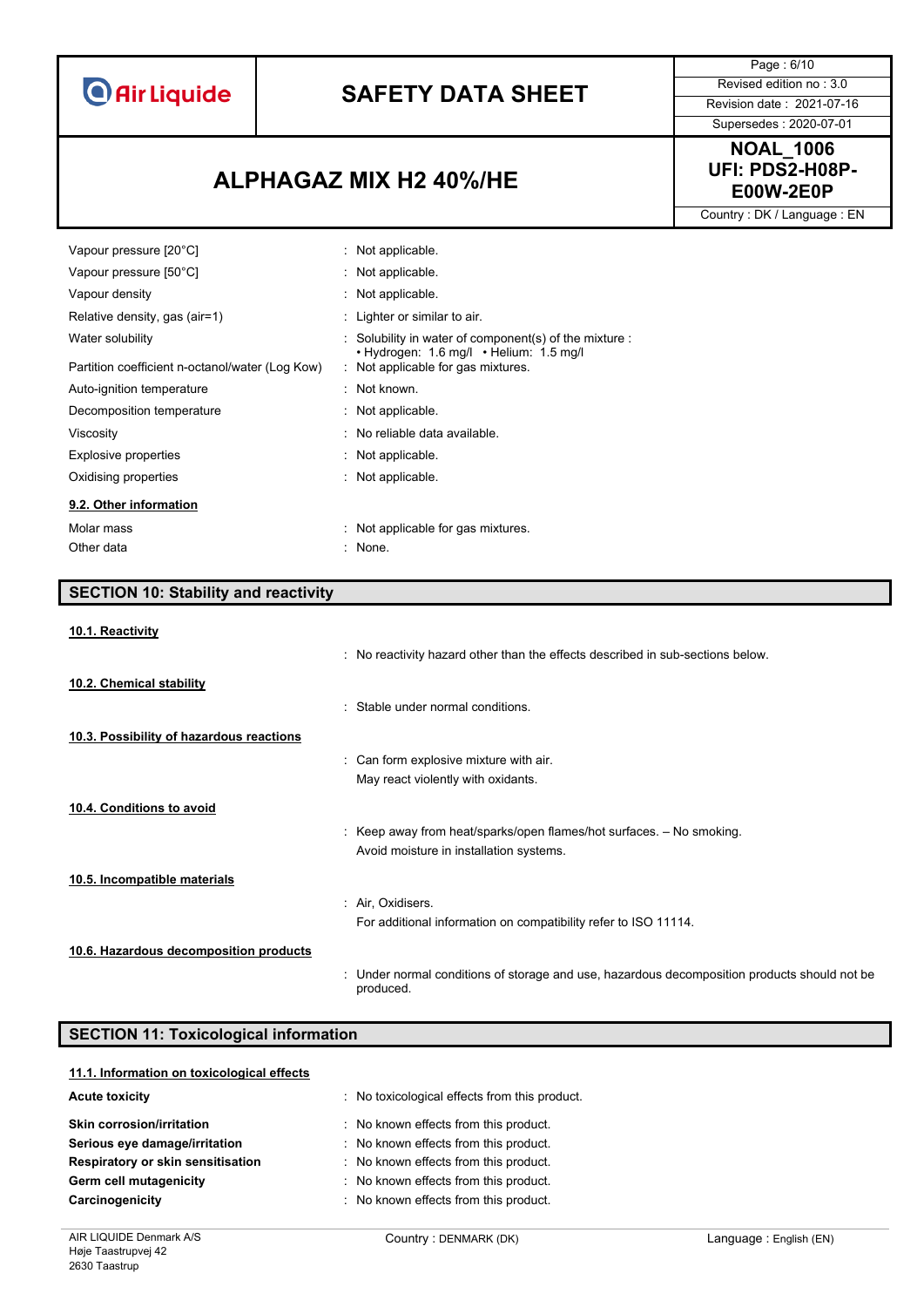| | |
|---|---|
| Vapour pressure [20°C] | : Not applicable. |
| Vapour pressure [50°C] | : Not applicable. |
| Vapour density | : Not applicable. |
| Relative density, gas (air=1) | : Lighter or similar to air. |
| Water solubility | : Solubility in water of component(s) of the mixture : • Hydrogen: 1.6 mg/l • Helium: 1.5 mg/l |
| Partition coefficient n-octanol/water (Log Kow) | : Not applicable for gas mixtures. |
| Auto-ignition temperature | : Not known. |
| Decomposition temperature | : Not applicable. |
| Viscosity | : No reliable data available. |
| Explosive properties | : Not applicable. |
| Oxidising properties | : Not applicable. |

### 9.2. Other information

| | |
|---|---|
| Molar mass | : Not applicable for gas mixtures. |
| Other data | : None. |

## SECTION 10: Stability and reactivity

### 10.1. Reactivity

: No reactivity hazard other than the effects described in sub-sections below.

### 10.2. Chemical stability

: Stable under normal conditions.

### 10.3. Possibility of hazardous reactions

: Can form explosive mixture with air.
May react violently with oxidants.

### 10.4. Conditions to avoid

: Keep away from heat/sparks/open flames/hot surfaces. – No smoking.
Avoid moisture in installation systems.

### 10.5. Incompatible materials

: Air, Oxidisers.
For additional information on compatibility refer to ISO 11114.

### 10.6. Hazardous decomposition products

: Under normal conditions of storage and use, hazardous decomposition products should not be produced.

## SECTION 11: Toxicological information

### 11.1. Information on toxicological effects

| | |
|---|---|
| **Acute toxicity** | : No toxicological effects from this product. |
| **Skin corrosion/irritation** | : No known effects from this product. |
| **Serious eye damage/irritation** | : No known effects from this product. |
| **Respiratory or skin sensitisation** | : No known effects from this product. |
| **Germ cell mutagenicity** | : No known effects from this product. |
| **Carcinogenicity** | : No known effects from this product. |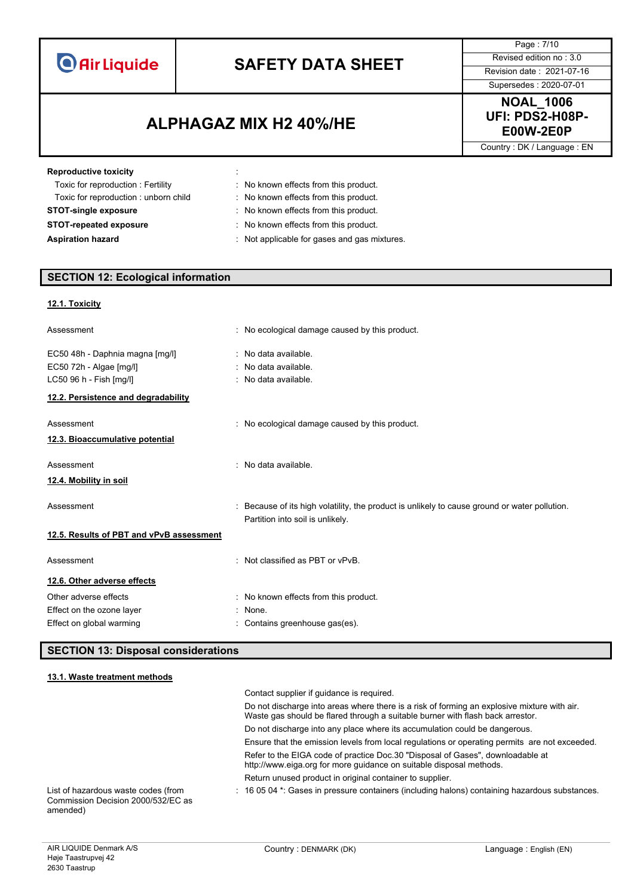**Reproductive toxicity** :

Toxic for reproduction : Fertility : No known effects from this product.

Toxic for reproduction : unborn child : No known effects from this product.

**STOT-single exposure** : No known effects from this product.

**STOT-repeated exposure** : No known effects from this product.

**Aspiration hazard** : Not applicable for gases and gas mixtures.

## SECTION 12: Ecological information

### 12.1. Toxicity

Assessment : No ecological damage caused by this product.

EC50 48h - Daphnia magna [mg/l] : No data available.

EC50 72h - Algae [mg/l] : No data available.

LC50 96 h - Fish [mg/l] : No data available.

### 12.2. Persistence and degradability

Assessment : No ecological damage caused by this product.

### 12.3. Bioaccumulative potential

Assessment : No data available.

### 12.4. Mobility in soil

Assessment : Because of its high volatility, the product is unlikely to cause ground or water pollution. Partition into soil is unlikely.

### 12.5. Results of PBT and vPvB assessment

Assessment : Not classified as PBT or vPvB.

### 12.6. Other adverse effects

Other adverse effects : No known effects from this product.

Effect on the ozone layer : None.

Effect on global warming : Contains greenhouse gas(es).

## SECTION 13: Disposal considerations

### 13.1. Waste treatment methods

Contact supplier if guidance is required.

Do not discharge into areas where there is a risk of forming an explosive mixture with air. Waste gas should be flared through a suitable burner with flash back arrestor.

Do not discharge into any place where its accumulation could be dangerous.

Ensure that the emission levels from local regulations or operating permits are not exceeded.

Refer to the EIGA code of practice Doc.30 "Disposal of Gases", downloadable at http://www.eiga.org for more guidance on suitable disposal methods.

Return unused product in original container to supplier.

List of hazardous waste codes (from Commission Decision 2000/532/EC as amended) : 16 05 04 *: Gases in pressure containers (including halons) containing hazardous substances.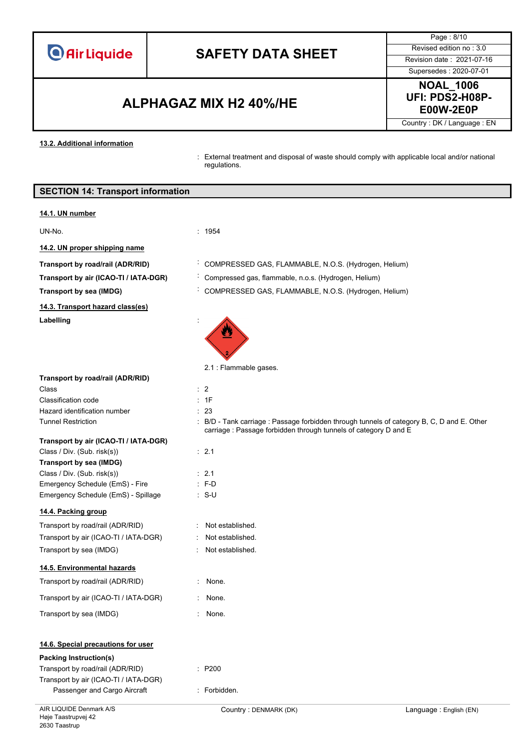#### 13.2. Additional information

: External treatment and disposal of waste should comply with applicable local and/or national regulations.

## SECTION 14: Transport information

#### 14.1. UN number

UN-No. : 1954

#### 14.2. UN proper shipping name

**Transport by road/rail (ADR/RID)** : COMPRESSED GAS, FLAMMABLE, N.O.S. (Hydrogen, Helium)

**Transport by air (ICAO-TI / IATA-DGR)** : Compressed gas, flammable, n.o.s. (Hydrogen, Helium)

**Transport by sea (IMDG)** : COMPRESSED GAS, FLAMMABLE, N.O.S. (Hydrogen, Helium)

#### 14.3. Transport hazard class(es)

**Labelling** :

2.1 : Flammable gases.

**Transport by road/rail (ADR/RID)**

Class : 2

Classification code : 1F

Hazard identification number : 23

Tunnel Restriction : B/D - Tank carriage : Passage forbidden through tunnels of category B, C, D and E. Other carriage : Passage forbidden through tunnels of category D and E

**Transport by air (ICAO-TI / IATA-DGR)**

Class / Div. (Sub. risk(s)) : 2.1

**Transport by sea (IMDG)**

Class / Div. (Sub. risk(s)) : 2.1

Emergency Schedule (EmS) - Fire : F-D

Emergency Schedule (EmS) - Spillage : S-U

#### 14.4. Packing group

Transport by road/rail (ADR/RID) : Not established.

Transport by air (ICAO-TI / IATA-DGR) : Not established.

Transport by sea (IMDG) : Not established.

#### 14.5. Environmental hazards

Transport by road/rail (ADR/RID) : None.

Transport by air (ICAO-TI / IATA-DGR) : None.

Transport by sea (IMDG) : None.

#### 14.6. Special precautions for user

**Packing Instruction(s)**

Transport by road/rail (ADR/RID) : P200

Transport by air (ICAO-TI / IATA-DGR)

Passenger and Cargo Aircraft : Forbidden.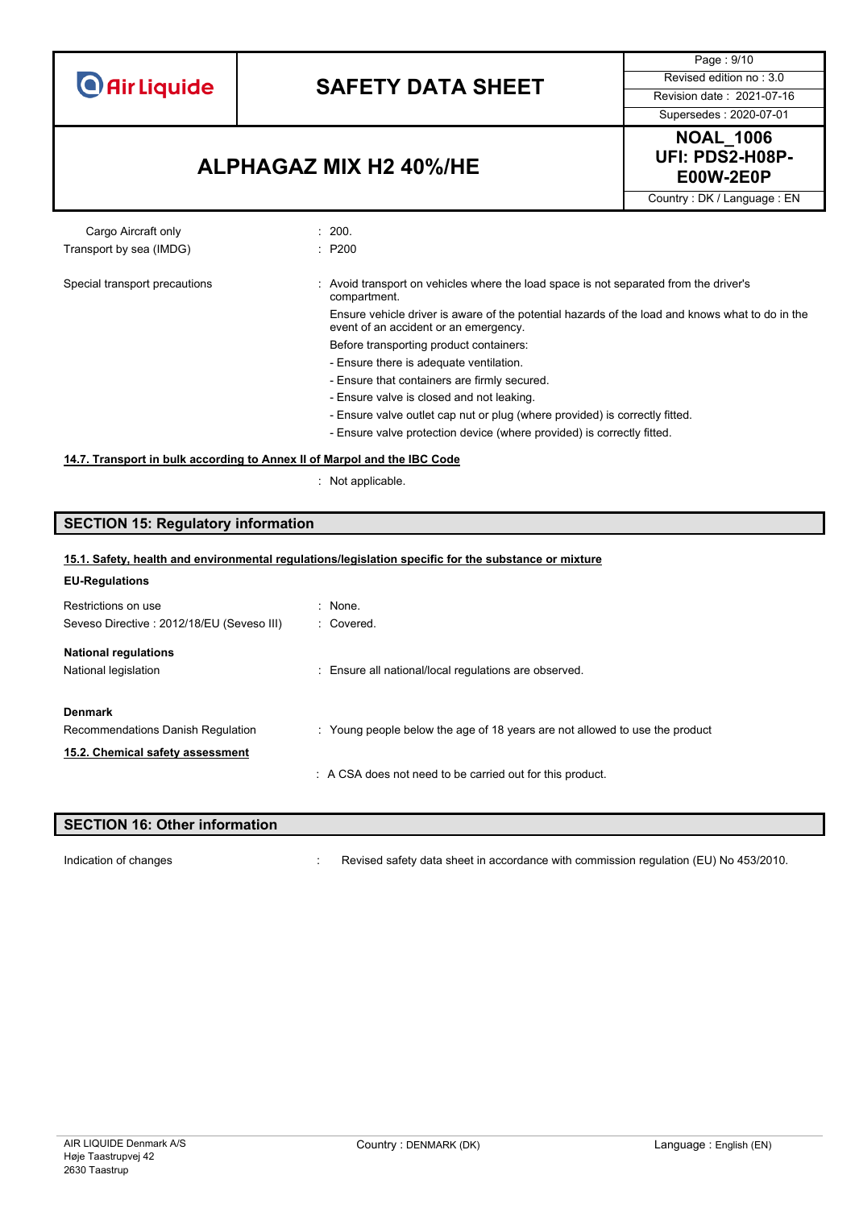| | |
|---|---|
| Cargo Aircraft only | : 200. |
| Transport by sea (IMDG) | : P200 |

Special transport precautions : Avoid transport on vehicles where the load space is not separated from the driver's compartment.

Ensure vehicle driver is aware of the potential hazards of the load and knows what to do in the event of an accident or an emergency.

Before transporting product containers:

- Ensure there is adequate ventilation.
- Ensure that containers are firmly secured.
- Ensure valve is closed and not leaking.
- Ensure valve outlet cap nut or plug (where provided) is correctly fitted.
- Ensure valve protection device (where provided) is correctly fitted.

### 14.7. Transport in bulk according to Annex II of Marpol and the IBC Code

: Not applicable.

## SECTION 15: Regulatory information

### 15.1. Safety, health and environmental regulations/legislation specific for the substance or mixture

**EU-Regulations**

| | |
|---|---|
| Restrictions on use | : None. |
| Seveso Directive : 2012/18/EU (Seveso III) | : Covered. |

**National regulations**

National legislation : Ensure all national/local regulations are observed.

**Denmark**

Recommendations Danish Regulation : Young people below the age of 18 years are not allowed to use the product

### 15.2. Chemical safety assessment

: A CSA does not need to be carried out for this product.

## SECTION 16: Other information

Indication of changes : Revised safety data sheet in accordance with commission regulation (EU) No 453/2010.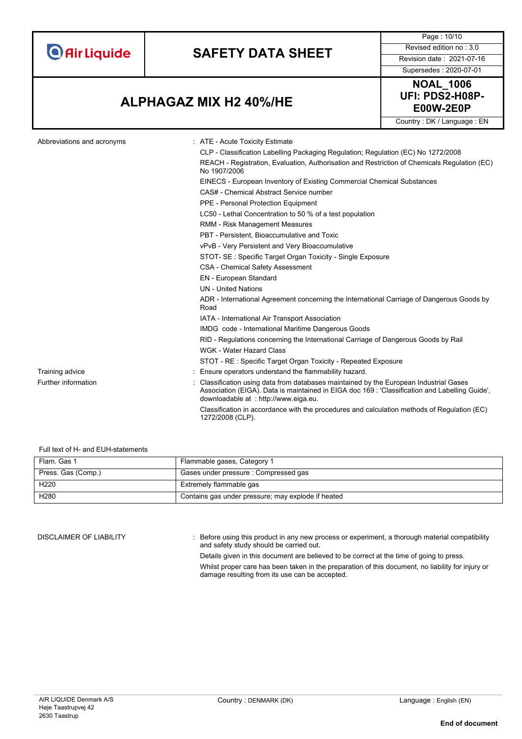| Abbreviations and acronyms | : ATE - Acute Toxicity Estimate |
|---|---|
| | CLP - Classification Labelling Packaging Regulation; Regulation (EC) No 1272/2008 |
| | REACH - Registration, Evaluation, Authorisation and Restriction of Chemicals Regulation (EC) No 1907/2006 |
| | EINECS - European Inventory of Existing Commercial Chemical Substances |
| | CAS# - Chemical Abstract Service number |
| | PPE - Personal Protection Equipment |
| | LC50 - Lethal Concentration to 50 % of a test population |
| | RMM - Risk Management Measures |
| | PBT - Persistent, Bioaccumulative and Toxic |
| | vPvB - Very Persistent and Very Bioaccumulative |
| | STOT- SE : Specific Target Organ Toxicity - Single Exposure |
| | CSA - Chemical Safety Assessment |
| | EN - European Standard |
| | UN - United Nations |
| | ADR - International Agreement concerning the International Carriage of Dangerous Goods by Road |
| | IATA - International Air Transport Association |
| | IMDG code - International Maritime Dangerous Goods |
| | RID - Regulations concerning the International Carriage of Dangerous Goods by Rail |
| | WGK - Water Hazard Class |
| | STOT - RE : Specific Target Organ Toxicity - Repeated Exposure |
| Training advice | : Ensure operators understand the flammability hazard. |
| Further information | : Classification using data from databases maintained by the European Industrial Gases Association (EIGA). Data is maintained in EIGA doc 169 : 'Classification and Labelling Guide', downloadable at : http://www.eiga.eu. |
| | Classification in accordance with the procedures and calculation methods of Regulation (EC) 1272/2008 (CLP). |

Full text of H- and EUH-statements

| | |
|---|---|
| Flam. Gas 1 | Flammable gases, Category 1 |
| Press. Gas (Comp.) | Gases under pressure : Compressed gas |
| H220 | Extremely flammable gas |
| H280 | Contains gas under pressure; may explode if heated |

DISCLAIMER OF LIABILITY : Before using this product in any new process or experiment, a thorough material compatibility and safety study should be carried out.

Details given in this document are believed to be correct at the time of going to press.

Whilst proper care has been taken in the preparation of this document, no liability for injury or damage resulting from its use can be accepted.

**End of document**